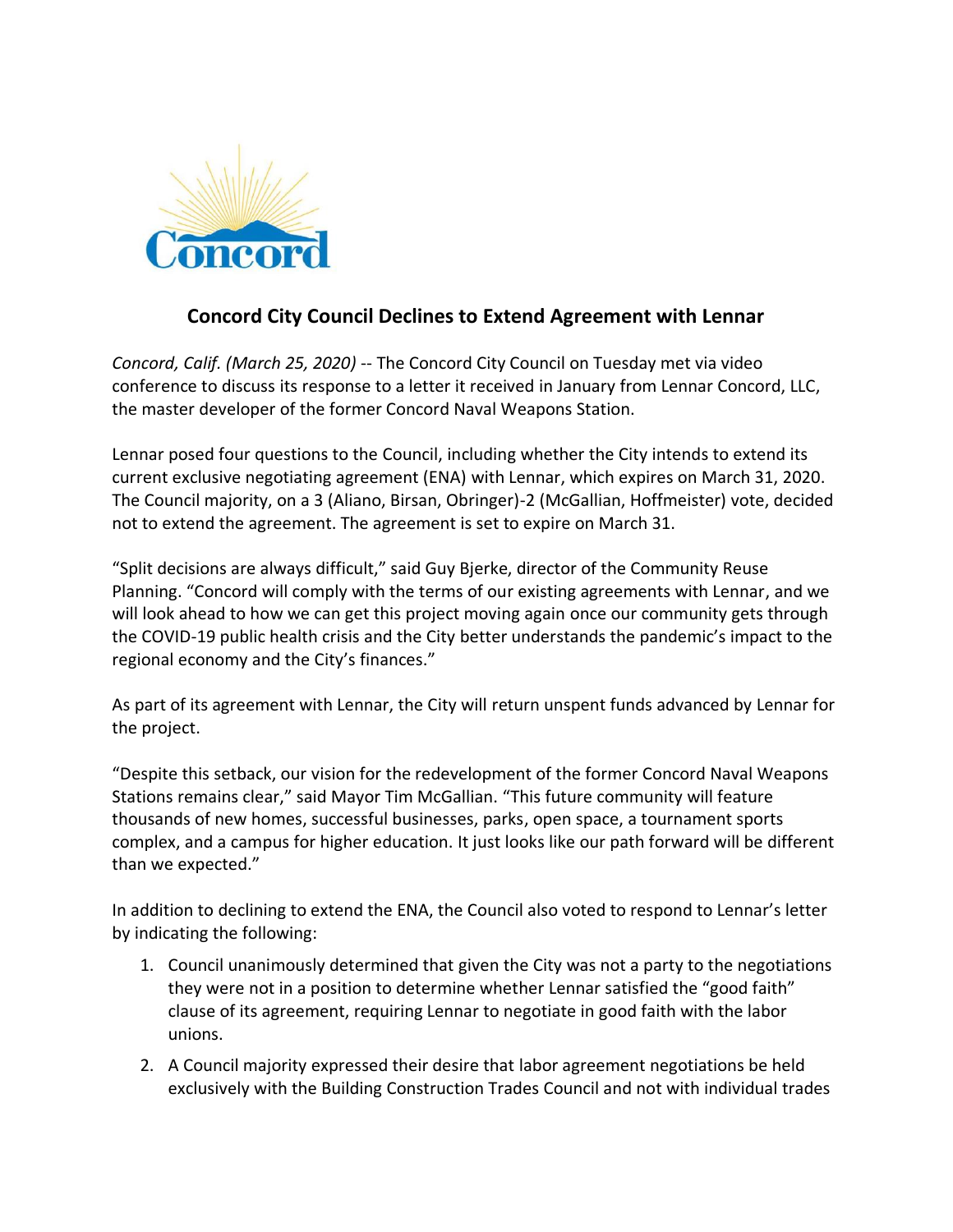# Concord City Council Declines to Extend Agreement with Lennar

*Concord, Calif. (March 25, 2020)* -- The Concord City Council on Tuesday met via video conference to discuss its response to a letter it received in January from Lennar Concord, LLC, the master developer of the former Concord Naval Weapons Station.

Lennar posed four questions to the Council, including whether the City intends to extend its current exclusive negotiating agreement (ENA) with Lennar, which expires on March 31, 2020. The Council majority, on a 3 (Aliano, Birsan, Obringer)-2 (McGallian, Hoffmeister) vote, decided not to extend the agreement. The agreement is set to expire on March 31.

"Split decisions are always difficult," said Guy Bjerke, director of the Community Reuse Planning. "Concord will comply with the terms of our existing agreements with Lennar, and we will look ahead to how we can get this project moving again once our community gets through the COVID-19 public health crisis and the City better understands the pandemic's impact to the regional economy and the City's finances."

As part of its agreement with Lennar, the City will return unspent funds advanced by Lennar for the project.

"Despite this setback, our vision for the redevelopment of the former Concord Naval Weapons Stations remains clear," said Mayor Tim McGallian. "This future community will feature thousands of new homes, successful businesses, parks, open space, a tournament sports complex, and a campus for higher education. It just looks like our path forward will be different than we expected."

In addition to declining to extend the ENA, the Council also voted to respond to Lennar's letter by indicating the following:

1. Council unanimously determined that given the City was not a party to the negotiations they were not in a position to determine whether Lennar satisfied the "good faith" clause of its agreement, requiring Lennar to negotiate in good faith with the labor unions.
2. A Council majority expressed their desire that labor agreement negotiations be held exclusively with the Building Construction Trades Council and not with individual trades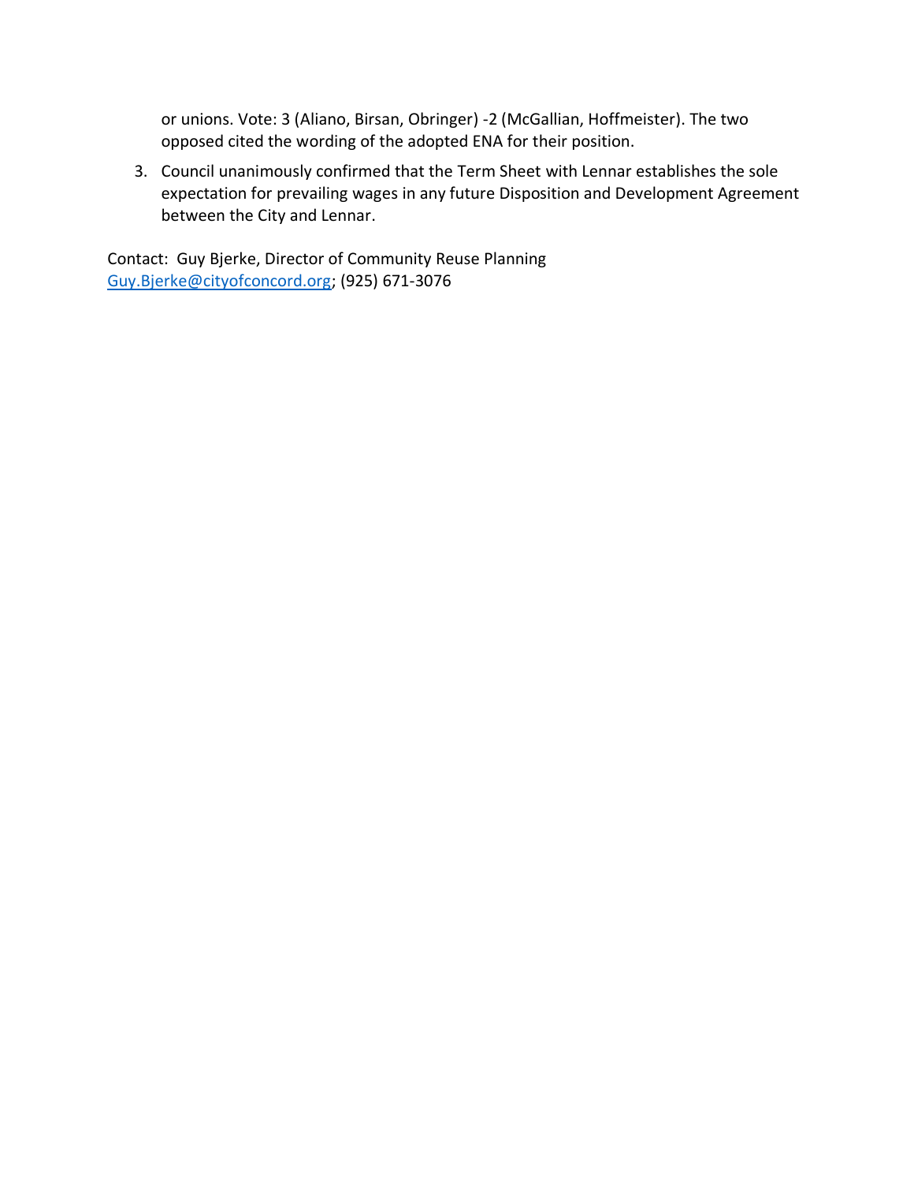or unions. Vote: 3 (Aliano, Birsan, Obringer) -2 (McGallian, Hoffmeister). The two opposed cited the wording of the adopted ENA for their position.

3. Council unanimously confirmed that the Term Sheet with Lennar establishes the sole expectation for prevailing wages in any future Disposition and Development Agreement between the City and Lennar.

Contact: Guy Bjerke, Director of Community Reuse Planning
Guy.Bjerke@cityofconcord.org; (925) 671-3076